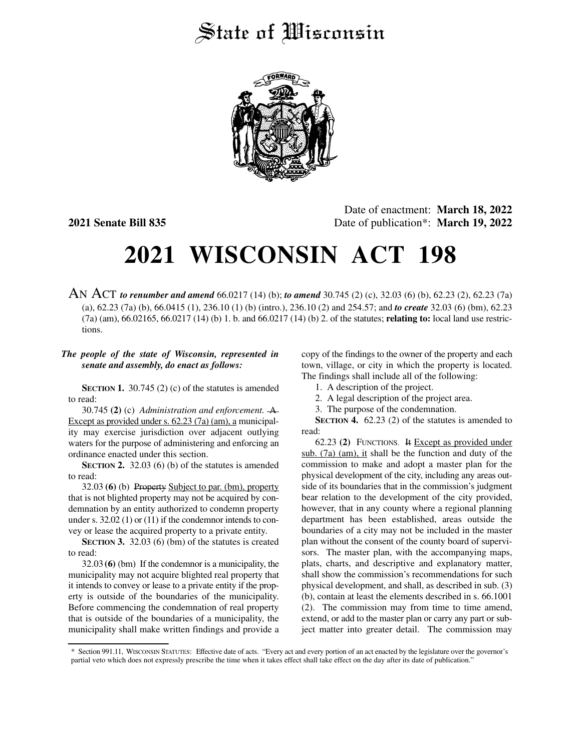# State of Wisconsin

**2021 Senate Bill 835**

Date of enactment: **March 18, 2022**
Date of publication*: **March 19, 2022**

# 2021 WISCONSIN ACT 198

AN ACT *to renumber and amend* 66.0217 (14) (b); *to amend* 30.745 (2) (c), 32.03 (6) (b), 62.23 (2), 62.23 (7a) (a), 62.23 (7a) (b), 66.0415 (1), 236.10 (1) (b) (intro.), 236.10 (2) and 254.57; and *to create* 32.03 (6) (bm), 62.23 (7a) (am), 66.02165, 66.0217 (14) (b) 1. b. and 66.0217 (14) (b) 2. of the statutes; **relating to:** local land use restrictions.

***The people of the state of Wisconsin, represented in senate and assembly, do enact as follows:***

**SECTION 1.** 30.745 (2) (c) of the statutes is amended to read:

30.745 **(2)** (c) *Administration and enforcement.* ~~A~~ Except as provided under s. 62.23 (7a) (am), a municipality may exercise jurisdiction over adjacent outlying waters for the purpose of administering and enforcing an ordinance enacted under this section.

**SECTION 2.** 32.03 (6) (b) of the statutes is amended to read:

32.03 **(6)** (b) ~~Property~~ Subject to par. (bm), property that is not blighted property may not be acquired by condemnation by an entity authorized to condemn property under s. 32.02 (1) or (11) if the condemnor intends to convey or lease the acquired property to a private entity.

**SECTION 3.** 32.03 (6) (bm) of the statutes is created to read:

32.03 **(6)** (bm) If the condemnor is a municipality, the municipality may not acquire blighted real property that it intends to convey or lease to a private entity if the property is outside of the boundaries of the municipality. Before commencing the condemnation of real property that is outside of the boundaries of a municipality, the municipality shall make written findings and provide a copy of the findings to the owner of the property and each town, village, or city in which the property is located. The findings shall include all of the following:

1. A description of the project.
2. A legal description of the project area.
3. The purpose of the condemnation.

**SECTION 4.** 62.23 (2) of the statutes is amended to read:

62.23 **(2)** FUNCTIONS. ~~It~~ Except as provided under sub. (7a) (am), it shall be the function and duty of the commission to make and adopt a master plan for the physical development of the city, including any areas outside of its boundaries that in the commission's judgment bear relation to the development of the city provided, however, that in any county where a regional planning department has been established, areas outside the boundaries of a city may not be included in the master plan without the consent of the county board of supervisors. The master plan, with the accompanying maps, plats, charts, and descriptive and explanatory matter, shall show the commission's recommendations for such physical development, and shall, as described in sub. (3) (b), contain at least the elements described in s. 66.1001 (2). The commission may from time to time amend, extend, or add to the master plan or carry any part or subject matter into greater detail. The commission may

\* Section 991.11, WISCONSIN STATUTES: Effective date of acts. "Every act and every portion of an act enacted by the legislature over the governor's partial veto which does not expressly prescribe the time when it takes effect shall take effect on the day after its date of publication."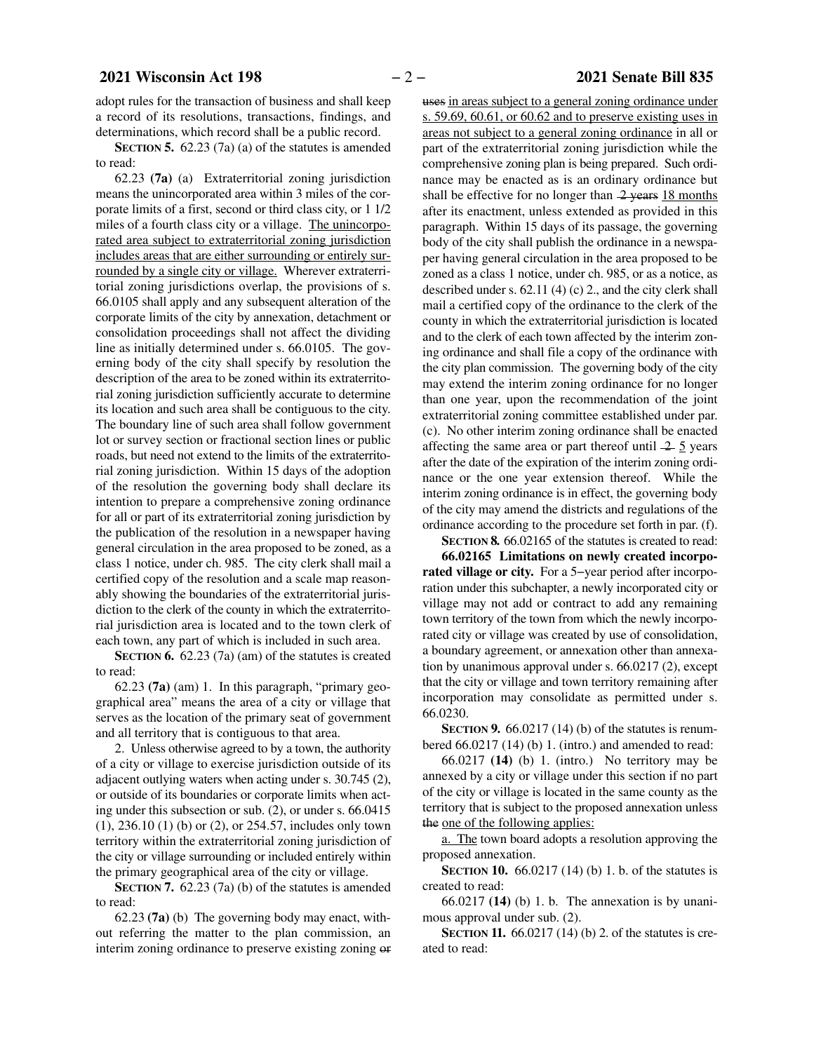adopt rules for the transaction of business and shall keep a record of its resolutions, transactions, findings, and determinations, which record shall be a public record.

**SECTION 5.** 62.23 (7a) (a) of the statutes is amended to read:

62.23 **(7a)** (a) Extraterritorial zoning jurisdiction means the unincorporated area within 3 miles of the corporate limits of a first, second or third class city, or 1 1/2 miles of a fourth class city or a village. The unincorporated area subject to extraterritorial zoning jurisdiction includes areas that are either surrounding or entirely surrounded by a single city or village. Wherever extraterritorial zoning jurisdictions overlap, the provisions of s. 66.0105 shall apply and any subsequent alteration of the corporate limits of the city by annexation, detachment or consolidation proceedings shall not affect the dividing line as initially determined under s. 66.0105. The governing body of the city shall specify by resolution the description of the area to be zoned within its extraterritorial zoning jurisdiction sufficiently accurate to determine its location and such area shall be contiguous to the city. The boundary line of such area shall follow government lot or survey section or fractional section lines or public roads, but need not extend to the limits of the extraterritorial zoning jurisdiction. Within 15 days of the adoption of the resolution the governing body shall declare its intention to prepare a comprehensive zoning ordinance for all or part of its extraterritorial zoning jurisdiction by the publication of the resolution in a newspaper having general circulation in the area proposed to be zoned, as a class 1 notice, under ch. 985. The city clerk shall mail a certified copy of the resolution and a scale map reasonably showing the boundaries of the extraterritorial jurisdiction to the clerk of the county in which the extraterritorial jurisdiction area is located and to the town clerk of each town, any part of which is included in such area.

**SECTION 6.** 62.23 (7a) (am) of the statutes is created to read:

62.23 **(7a)** (am) 1. In this paragraph, "primary geographical area" means the area of a city or village that serves as the location of the primary seat of government and all territory that is contiguous to that area.

2. Unless otherwise agreed to by a town, the authority of a city or village to exercise jurisdiction outside of its adjacent outlying waters when acting under s. 30.745 (2), or outside of its boundaries or corporate limits when acting under this subsection or sub. (2), or under s. 66.0415 (1), 236.10 (1) (b) or (2), or 254.57, includes only town territory within the extraterritorial zoning jurisdiction of the city or village surrounding or included entirely within the primary geographical area of the city or village.

**SECTION 7.** 62.23 (7a) (b) of the statutes is amended to read:

62.23 **(7a)** (b) The governing body may enact, without referring the matter to the plan commission, an interim zoning ordinance to preserve existing zoning ~~or uses~~ in areas subject to a general zoning ordinance under s. 59.69, 60.61, or 60.62 and to preserve existing uses in areas not subject to a general zoning ordinance in all or part of the extraterritorial zoning jurisdiction while the comprehensive zoning plan is being prepared. Such ordinance may be enacted as is an ordinary ordinance but shall be effective for no longer than ~~2 years~~ 18 months after its enactment, unless extended as provided in this paragraph. Within 15 days of its passage, the governing body of the city shall publish the ordinance in a newspaper having general circulation in the area proposed to be zoned as a class 1 notice, under ch. 985, or as a notice, as described under s. 62.11 (4) (c) 2., and the city clerk shall mail a certified copy of the ordinance to the clerk of the county in which the extraterritorial jurisdiction is located and to the clerk of each town affected by the interim zoning ordinance and shall file a copy of the ordinance with the city plan commission. The governing body of the city may extend the interim zoning ordinance for no longer than one year, upon the recommendation of the joint extraterritorial zoning committee established under par. (c). No other interim zoning ordinance shall be enacted affecting the same area or part thereof until ~~2~~ 5 years after the date of the expiration of the interim zoning ordinance or the one year extension thereof. While the interim zoning ordinance is in effect, the governing body of the city may amend the districts and regulations of the ordinance according to the procedure set forth in par. (f).

**SECTION 8.** 66.02165 of the statutes is created to read:

**66.02165 Limitations on newly created incorporated village or city.** For a 5−year period after incorporation under this subchapter, a newly incorporated city or village may not add or contract to add any remaining town territory of the town from which the newly incorporated city or village was created by use of consolidation, a boundary agreement, or annexation other than annexation by unanimous approval under s. 66.0217 (2), except that the city or village and town territory remaining after incorporation may consolidate as permitted under s. 66.0230.

**SECTION 9.** 66.0217 (14) (b) of the statutes is renumbered 66.0217 (14) (b) 1. (intro.) and amended to read:

66.0217 **(14)** (b) 1. (intro.) No territory may be annexed by a city or village under this section if no part of the city or village is located in the same county as the territory that is subject to the proposed annexation unless ~~the~~ one of the following applies:

a. The town board adopts a resolution approving the proposed annexation.

**SECTION 10.** 66.0217 (14) (b) 1. b. of the statutes is created to read:

66.0217 **(14)** (b) 1. b. The annexation is by unanimous approval under sub. (2).

**SECTION 11.** 66.0217 (14) (b) 2. of the statutes is created to read: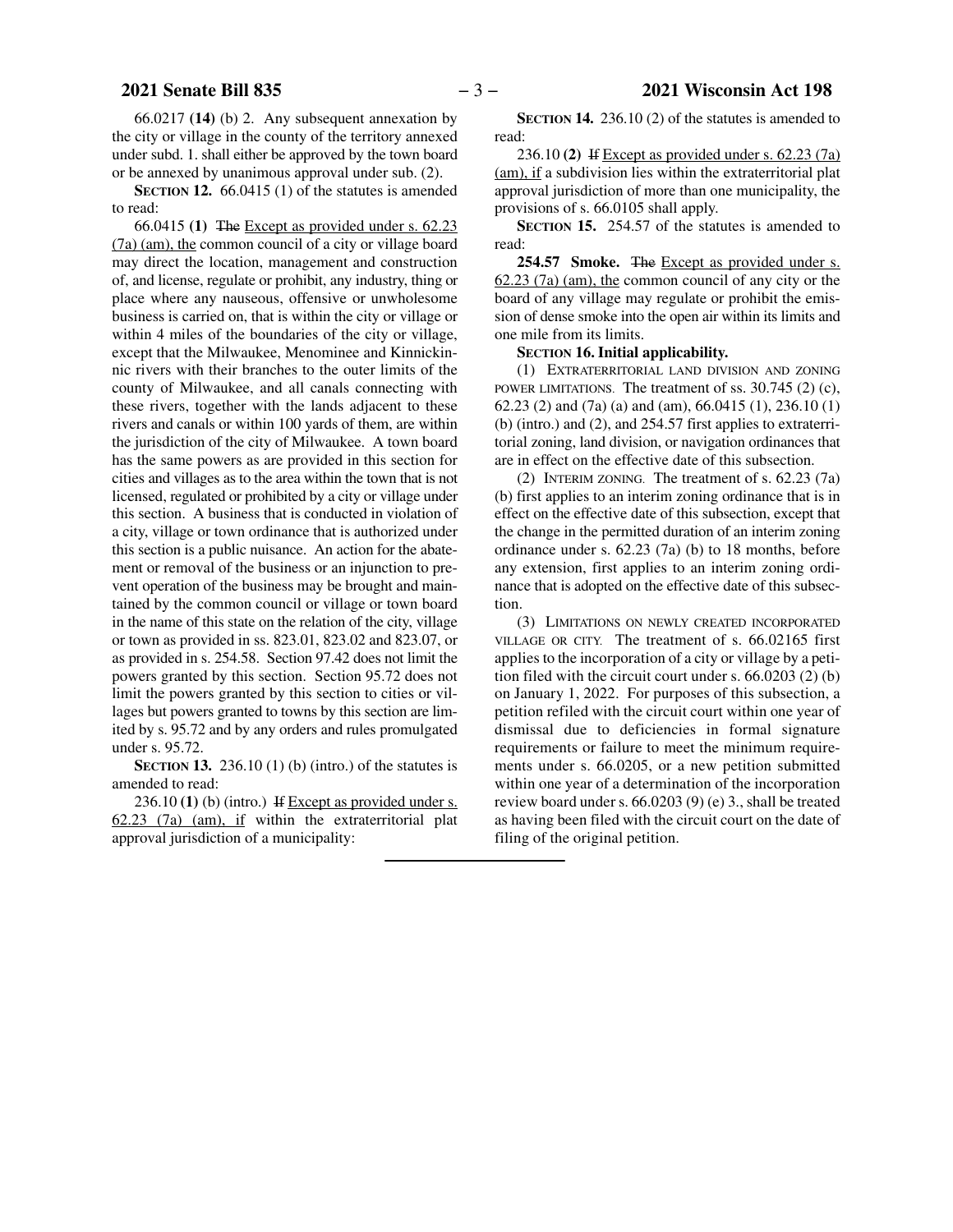66.0217 **(14)** (b) 2. Any subsequent annexation by the city or village in the county of the territory annexed under subd. 1. shall either be approved by the town board or be annexed by unanimous approval under sub. (2).

**SECTION 12.** 66.0415 (1) of the statutes is amended to read:

66.0415 **(1)** ~~The~~ Except as provided under s. 62.23 (7a) (am), the common council of a city or village board may direct the location, management and construction of, and license, regulate or prohibit, any industry, thing or place where any nauseous, offensive or unwholesome business is carried on, that is within the city or village or within 4 miles of the boundaries of the city or village, except that the Milwaukee, Menominee and Kinnickinnic rivers with their branches to the outer limits of the county of Milwaukee, and all canals connecting with these rivers, together with the lands adjacent to these rivers and canals or within 100 yards of them, are within the jurisdiction of the city of Milwaukee. A town board has the same powers as are provided in this section for cities and villages as to the area within the town that is not licensed, regulated or prohibited by a city or village under this section. A business that is conducted in violation of a city, village or town ordinance that is authorized under this section is a public nuisance. An action for the abatement or removal of the business or an injunction to prevent operation of the business may be brought and maintained by the common council or village or town board in the name of this state on the relation of the city, village or town as provided in ss. 823.01, 823.02 and 823.07, or as provided in s. 254.58. Section 97.42 does not limit the powers granted by this section. Section 95.72 does not limit the powers granted by this section to cities or villages but powers granted to towns by this section are limited by s. 95.72 and by any orders and rules promulgated under s. 95.72.

**SECTION 13.** 236.10 (1) (b) (intro.) of the statutes is amended to read:

236.10 **(1)** (b) (intro.) ~~If~~ Except as provided under s. 62.23 (7a) (am), if within the extraterritorial plat approval jurisdiction of a municipality:

**SECTION 14.** 236.10 (2) of the statutes is amended to read:

236.10 **(2)** ~~If~~ Except as provided under s. 62.23 (7a) (am), if a subdivision lies within the extraterritorial plat approval jurisdiction of more than one municipality, the provisions of s. 66.0105 shall apply.

**SECTION 15.** 254.57 of the statutes is amended to read:

**254.57 Smoke.** ~~The~~ Except as provided under s. 62.23 (7a) (am), the common council of any city or the board of any village may regulate or prohibit the emission of dense smoke into the open air within its limits and one mile from its limits.

**SECTION 16. Initial applicability.**

(1) EXTRATERRITORIAL LAND DIVISION AND ZONING POWER LIMITATIONS. The treatment of ss. 30.745 (2) (c), 62.23 (2) and (7a) (a) and (am), 66.0415 (1), 236.10 (1) (b) (intro.) and (2), and 254.57 first applies to extraterritorial zoning, land division, or navigation ordinances that are in effect on the effective date of this subsection.

(2) INTERIM ZONING. The treatment of s. 62.23 (7a) (b) first applies to an interim zoning ordinance that is in effect on the effective date of this subsection, except that the change in the permitted duration of an interim zoning ordinance under s. 62.23 (7a) (b) to 18 months, before any extension, first applies to an interim zoning ordinance that is adopted on the effective date of this subsection.

(3) LIMITATIONS ON NEWLY CREATED INCORPORATED VILLAGE OR CITY. The treatment of s. 66.02165 first applies to the incorporation of a city or village by a petition filed with the circuit court under s. 66.0203 (2) (b) on January 1, 2022. For purposes of this subsection, a petition refiled with the circuit court within one year of dismissal due to deficiencies in formal signature requirements or failure to meet the minimum requirements under s. 66.0205, or a new petition submitted within one year of a determination of the incorporation review board under s. 66.0203 (9) (e) 3., shall be treated as having been filed with the circuit court on the date of filing of the original petition.